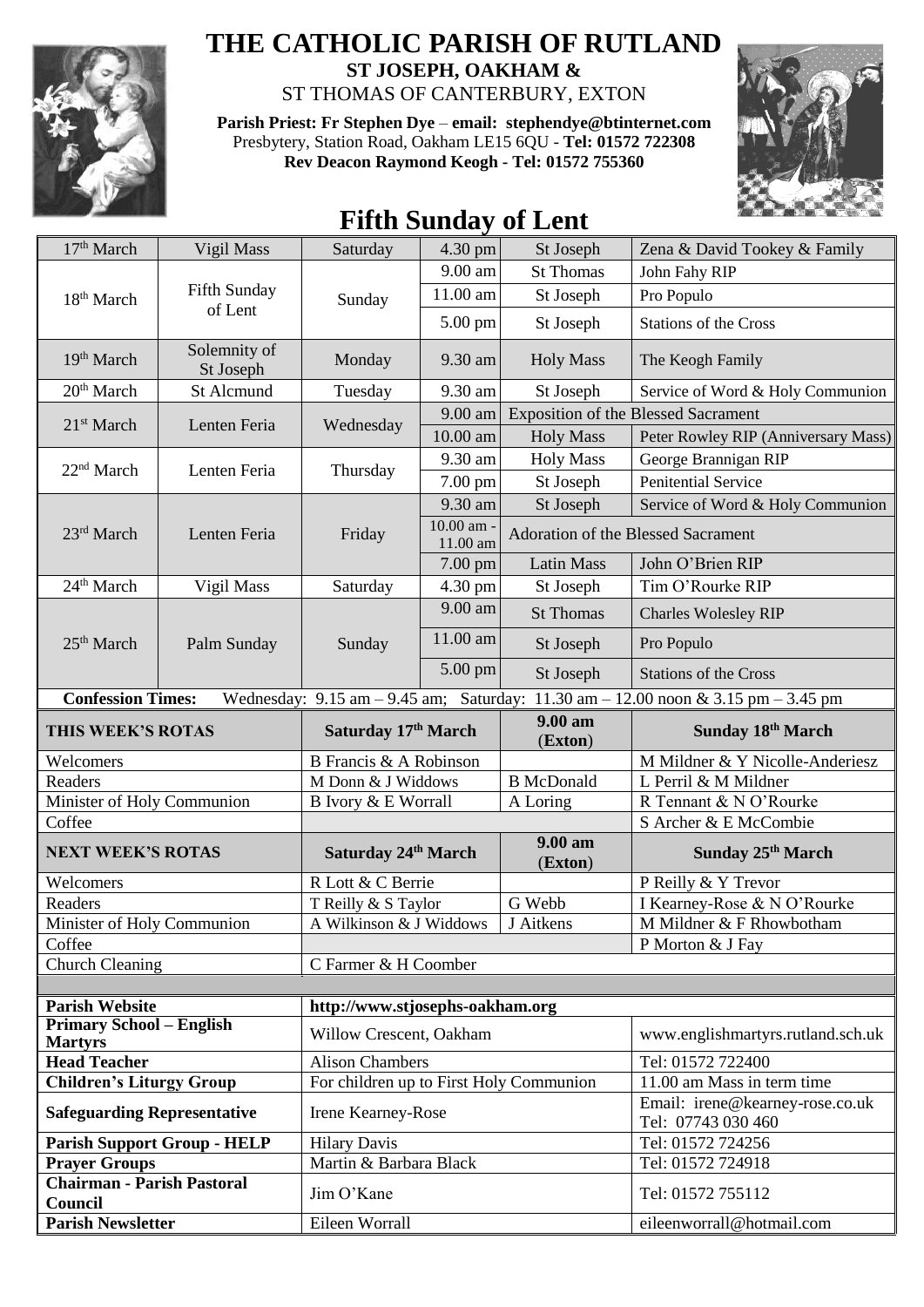# THE CATHOLIC PARISH OF RUTLAND

## ST JOSEPH, OAKHAM &

ST THOMAS OF CANTERBURY, EXTON

**Parish Priest: Fr Stephen Dye** – **email: stephendye@btinternet.com**
Presbytery, Station Road, Oakham LE15 6QU - **Tel: 01572 722308**
**Rev Deacon Raymond Keogh - Tel: 01572 755360**

# Fifth Sunday of Lent

| Date | Day | | Time | Location | Intention |
|---|---|---|---|---|---|
| 17th March | Vigil Mass | Saturday | 4.30 pm | St Joseph | Zena & David Tookey & Family |
| 18th March | Fifth Sunday of Lent | Sunday | 9.00 am | St Thomas | John Fahy RIP |
| | | | 11.00 am | St Joseph | Pro Populo |
| | | | 5.00 pm | St Joseph | Stations of the Cross |
| 19th March | Solemnity of St Joseph | Monday | 9.30 am | Holy Mass | The Keogh Family |
| 20th March | St Alcmund | Tuesday | 9.30 am | St Joseph | Service of Word & Holy Communion |
| 21st March | Lenten Feria | Wednesday | 9.00 am | Exposition of the Blessed Sacrament | |
| | | | 10.00 am | Holy Mass | Peter Rowley RIP (Anniversary Mass) |
| 22nd March | Lenten Feria | Thursday | 9.30 am | Holy Mass | George Brannigan RIP |
| | | | 7.00 pm | St Joseph | Penitential Service |
| 23rd March | Lenten Feria | Friday | 9.30 am | St Joseph | Service of Word & Holy Communion |
| | | | 10.00 am - 11.00 am | Adoration of the Blessed Sacrament | |
| | | | 7.00 pm | Latin Mass | John O'Brien RIP |
| 24th March | Vigil Mass | Saturday | 4.30 pm | St Joseph | Tim O'Rourke RIP |
| 25th March | Palm Sunday | Sunday | 9.00 am | St Thomas | Charles Wolesley RIP |
| | | | 11.00 am | St Joseph | Pro Populo |
| | | | 5.00 pm | St Joseph | Stations of the Cross |

**Confession Times:** Wednesday: 9.15 am – 9.45 am; Saturday: 11.30 am – 12.00 noon & 3.15 pm – 3.45 pm

| THIS WEEK'S ROTAS | Saturday 17th March | 9.00 am (Exton) | Sunday 18th March |
|---|---|---|---|
| Welcomers | B Francis & A Robinson | | M Mildner & Y Nicolle-Anderiesz |
| Readers | M Donn & J Widdows | B McDonald | L Perril & M Mildner |
| Minister of Holy Communion | B Ivory & E Worrall | A Loring | R Tennant & N O'Rourke |
| Coffee | | | S Archer & E McCombie |
| **NEXT WEEK'S ROTAS** | **Saturday 24th March** | **9.00 am (Exton)** | **Sunday 25th March** |
| Welcomers | R Lott & C Berrie | | P Reilly & Y Trevor |
| Readers | T Reilly & S Taylor | G Webb | I Kearney-Rose & N O'Rourke |
| Minister of Holy Communion | A Wilkinson & J Widdows | J Aitkens | M Mildner & F Rhowbotham |
| Coffee | | | P Morton & J Fay |
| Church Cleaning | C Farmer & H Coomber | | |

| | | |
|---|---|---|
| **Parish Website** | http://www.stjosephs-oakham.org | |
| **Primary School – English Martyrs** | Willow Crescent, Oakham | www.englishmartyrs.rutland.sch.uk |
| **Head Teacher** | Alison Chambers | Tel: 01572 722400 |
| **Children's Liturgy Group** | For children up to First Holy Communion | 11.00 am Mass in term time |
| **Safeguarding Representative** | Irene Kearney-Rose | Email: irene@kearney-rose.co.uk Tel: 07743 030 460 |
| **Parish Support Group - HELP** | Hilary Davis | Tel: 01572 724256 |
| **Prayer Groups** | Martin & Barbara Black | Tel: 01572 724918 |
| **Chairman - Parish Pastoral Council** | Jim O'Kane | Tel: 01572 755112 |
| **Parish Newsletter** | Eileen Worrall | eileenworrall@hotmail.com |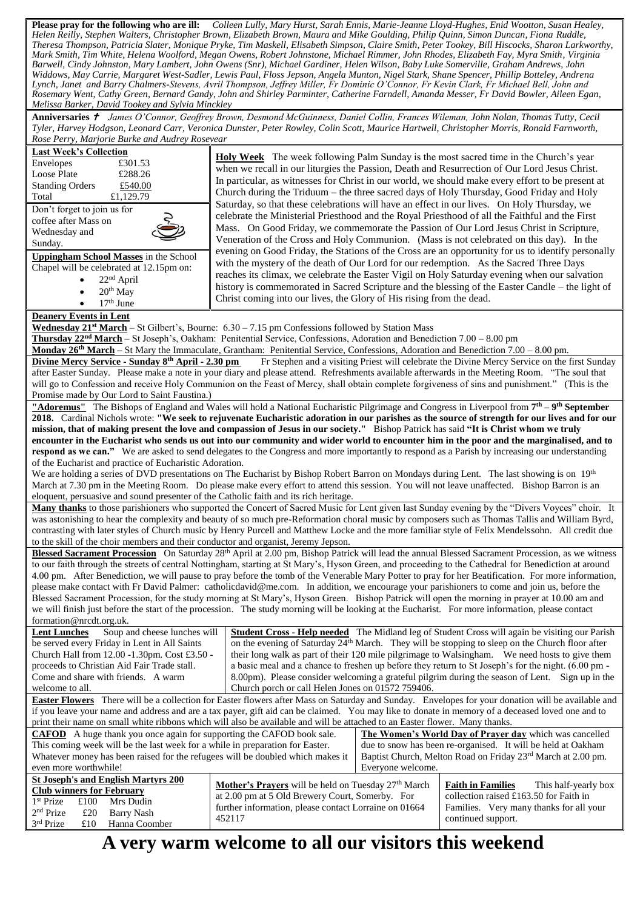**Please pray for the following who are ill:** *Colleen Lully, Mary Hurst, Sarah Ennis, Marie-Jeanne Lloyd-Hughes, Enid Wootton, Susan Healey, Helen Reilly, Stephen Walters, Christopher Brown, Elizabeth Brown, Maura and Mike Goulding, Philip Quinn, Simon Duncan, Fiona Ruddle, Theresa Thompson, Patricia Slater, Monique Pryke, Tim Maskell, Elisabeth Simpson, Claire Smith, Peter Tookey, Bill Hiscocks, Sharon Larkworthy, Mark Smith, Tim White, Helena Woolford, Megan Owens, Robert Johnstone, Michael Rimmer, John Rhodes, Elizabeth Fay, Myra Smith, Virginia Barwell, Cindy Johnston, Mary Lambert, John Owens (Snr), Michael Gardiner, Helen Wilson, Baby Luke Somerville, Graham Andrews, John Widdows, May Carrie, Margaret West-Sadler, Lewis Paul, Floss Jepson, Angela Munton, Nigel Stark, Shane Spencer, Phillip Botteley, Andrena Lynch, Janet and Barry Chalmers-Stevens, Avril Thompson, Jeffrey Miller, Fr Dominic O'Connor, Fr Kevin Clark, Fr Michael Bell, John and Rosemary Went, Cathy Green, Bernard Gandy, John and Shirley Parminter, Catherine Farndell, Amanda Messer, Fr David Bowler, Aileen Egan, Melissa Barker, David Tookey and Sylvia Minckley*

**Anniversaries ✝** *James O'Connor, Geoffrey Brown, Desmond McGuinness, Daniel Collin, Frances Wileman, John Nolan, Thomas Tutty, Cecil Tyler, Harvey Hodgson, Leonard Carr, Veronica Dunster, Peter Rowley, Colin Scott, Maurice Hartwell, Christopher Morris, Ronald Farnworth, Rose Perry, Marjorie Burke and Audrey Rosevear*

**Last Week's Collection**

| | |
|---|---|
| Envelopes | £301.53 |
| Loose Plate | £288.26 |
| Standing Orders | £540.00 |
| Total | £1,129.79 |

Don't forget to join us for coffee after Mass on Wednesday and Sunday.

**Uppingham School Masses** in the School Chapel will be celebrated at 12.15pm on:

- 22nd April
- 20th May
- 17th June

**Holy Week** The week following Palm Sunday is the most sacred time in the Church's year when we recall in our liturgies the Passion, Death and Resurrection of Our Lord Jesus Christ. In particular, as witnesses for Christ in our world, we should make every effort to be present at Church during the Triduum – the three sacred days of Holy Thursday, Good Friday and Holy Saturday, so that these celebrations will have an effect in our lives. On Holy Thursday, we celebrate the Ministerial Priesthood and the Royal Priesthood of all the Faithful and the First Mass. On Good Friday, we commemorate the Passion of Our Lord Jesus Christ in Scripture, Veneration of the Cross and Holy Communion. (Mass is not celebrated on this day). In the evening on Good Friday, the Stations of the Cross are an opportunity for us to identify personally with the mystery of the death of Our Lord for our redemption. As the Sacred Three Days reaches its climax, we celebrate the Easter Vigil on Holy Saturday evening when our salvation history is commemorated in Sacred Scripture and the blessing of the Easter Candle – the light of Christ coming into our lives, the Glory of His rising from the dead.

**Deanery Events in Lent**

**Wednesday 21st March** – St Gilbert's, Bourne: 6.30 – 7.15 pm Confessions followed by Station Mass

**Thursday 22nd March** – St Joseph's, Oakham: Penitential Service, Confessions, Adoration and Benediction 7.00 – 8.00 pm

**Monday 26th March** – St Mary the Immaculate, Grantham: Penitential Service, Confessions, Adoration and Benediction 7.00 – 8.00 pm.

**Divine Mercy Service - Sunday 8th April - 2.30 pm** Fr Stephen and a visiting Priest will celebrate the Divine Mercy Service on the first Sunday after Easter Sunday. Please make a note in your diary and please attend. Refreshments available afterwards in the Meeting Room. "The soul that will go to Confession and receive Holy Communion on the Feast of Mercy, shall obtain complete forgiveness of sins and punishment." (This is the Promise made by Our Lord to Saint Faustina.)

**"Adoremus"** The Bishops of England and Wales will hold a National Eucharistic Pilgrimage and Congress in Liverpool from **7th – 9th September 2018.** Cardinal Nichols wrote: **"We seek to rejuvenate Eucharistic adoration in our parishes as the source of strength for our lives and for our mission, that of making present the love and compassion of Jesus in our society."** Bishop Patrick has said **"It is Christ whom we truly encounter in the Eucharist who sends us out into our community and wider world to encounter him in the poor and the marginalised, and to respond as we can."** We are asked to send delegates to the Congress and more importantly to respond as a Parish by increasing our understanding of the Eucharist and practice of Eucharistic Adoration.

We are holding a series of DVD presentations on The Eucharist by Bishop Robert Barron on Mondays during Lent. The last showing is on 19th March at 7.30 pm in the Meeting Room. Do please make every effort to attend this session. You will not leave unaffected. Bishop Barron is an eloquent, persuasive and sound presenter of the Catholic faith and its rich heritage.

**Many thanks** to those parishioners who supported the Concert of Sacred Music for Lent given last Sunday evening by the "Divers Voyces" choir. It was astonishing to hear the complexity and beauty of so much pre-Reformation choral music by composers such as Thomas Tallis and William Byrd, contrasting with later styles of Church music by Henry Purcell and Matthew Locke and the more familiar style of Felix Mendelssohn. All credit due to the skill of the choir members and their conductor and organist, Jeremy Jepson.

**Blessed Sacrament Procession** On Saturday 28th April at 2.00 pm, Bishop Patrick will lead the annual Blessed Sacrament Procession, as we witness to our faith through the streets of central Nottingham, starting at St Mary's, Hyson Green, and proceeding to the Cathedral for Benediction at around 4.00 pm. After Benediction, we will pause to pray before the tomb of the Venerable Mary Potter to pray for her Beatification. For more information, please make contact with Fr David Palmer: catholicdavid@me.com. In addition, we encourage your parishioners to come and join us, before the Blessed Sacrament Procession, for the study morning at St Mary's, Hyson Green. Bishop Patrick will open the morning in prayer at 10.00 am and we will finish just before the start of the procession. The study morning will be looking at the Eucharist. For more information, please contact formation@nrcdt.org.uk.

**Lent Lunches** Soup and cheese lunches will be served every Friday in Lent in All Saints Church Hall from 12.00 -1.30pm. Cost £3.50 - proceeds to Christian Aid Fair Trade stall. Come and share with friends. A warm welcome to all.

**Student Cross - Help needed** The Midland leg of Student Cross will again be visiting our Parish on the evening of Saturday 24th March. They will be stopping to sleep on the Church floor after their long walk as part of their 120 mile pilgrimage to Walsingham. We need hosts to give them a basic meal and a chance to freshen up before they return to St Joseph's for the night. (6.00 pm - 8.00pm). Please consider welcoming a grateful pilgrim during the season of Lent. Sign up in the Church porch or call Helen Jones on 01572 759406.

**Easter Flowers** There will be a collection for Easter flowers after Mass on Saturday and Sunday. Envelopes for your donation will be available and if you leave your name and address and are a tax payer, gift aid can be claimed. You may like to donate in memory of a deceased loved one and to print their name on small white ribbons which will also be available and will be attached to an Easter flower. Many thanks.

**CAFOD** A huge thank you once again for supporting the CAFOD book sale. This coming week will be the last week for a while in preparation for Easter. Whatever money has been raised for the refugees will be doubled which makes it even more worthwhile!

**The Women's World Day of Prayer day** which was cancelled due to snow has been re-organised. It will be held at Oakham Baptist Church, Melton Road on Friday 23rd March at 2.00 pm. Everyone welcome.

**St Joseph's and English Martyrs 200 Club winners for February**

| | | |
|---|---|---|
| 1st Prize | £100 | Mrs Dudin |
| 2nd Prize | £20 | Barry Nash |
| 3rd Prize | £10 | Hanna Coomber |

**Mother's Prayers** will be held on Tuesday 27th March at 2.00 pm at 5 Old Brewery Court, Somerby. For further information, please contact Lorraine on 01664 452117

**Faith in Families** This half-yearly box collection raised £163.50 for Faith in Families. Very many thanks for all your continued support.

# A very warm welcome to all our visitors this weekend